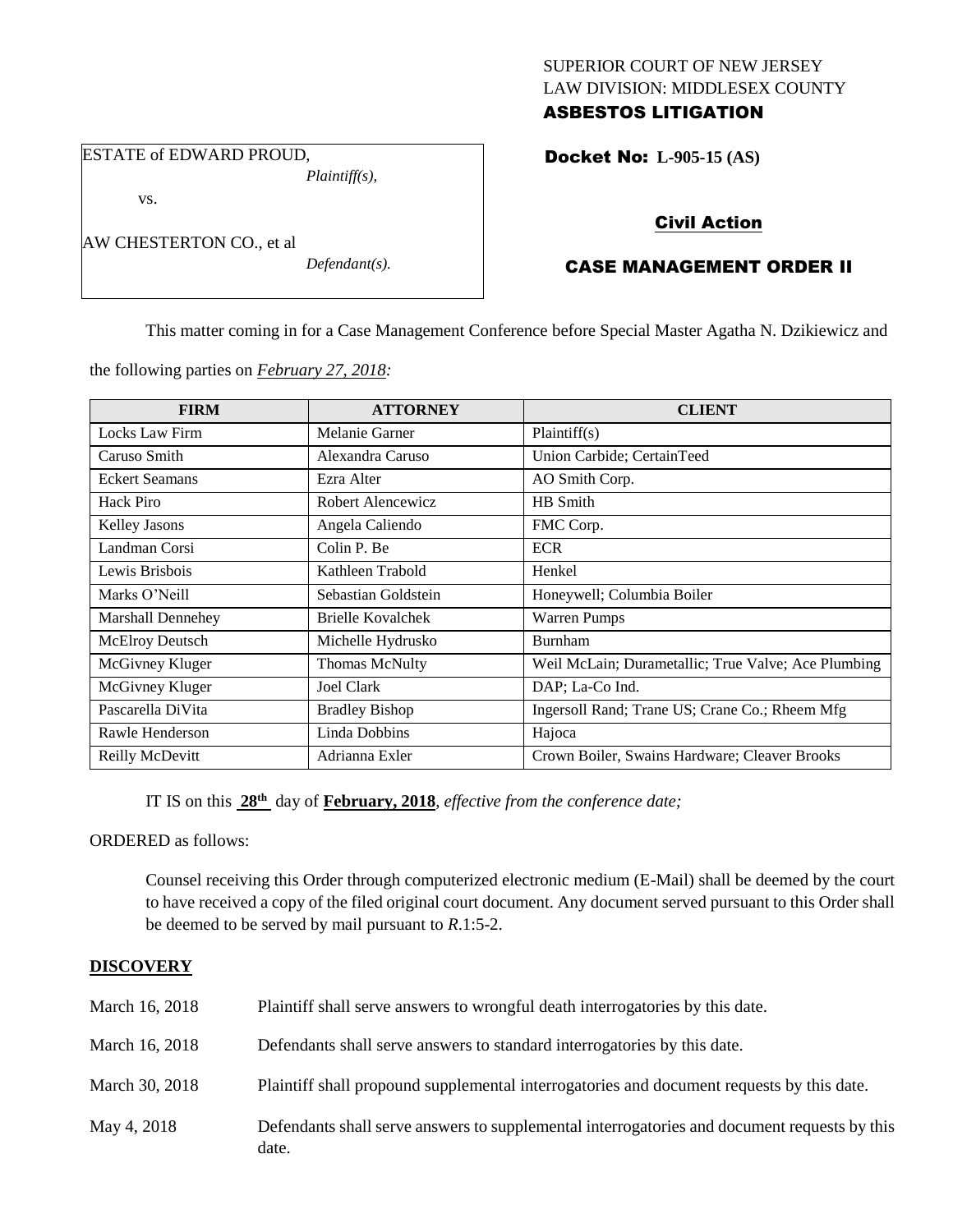SUPERIOR COURT OF NEW JERSEY
LAW DIVISION: MIDDLESEX COUNTY
**ASBESTOS LITIGATION**

ESTATE of EDWARD PROUD,
*Plaintiff(s),*

vs.

AW CHESTERTON CO., et al
*Defendant(s).*

**Docket No: L-905-15 (AS)**

**Civil Action**

**CASE MANAGEMENT ORDER II**

This matter coming in for a Case Management Conference before Special Master Agatha N. Dzikiewicz and the following parties on *February 27, 2018:*

| FIRM | ATTORNEY | CLIENT |
|---|---|---|
| Locks Law Firm | Melanie Garner | Plaintiff(s) |
| Caruso Smith | Alexandra Caruso | Union Carbide; CertainTeed |
| Eckert Seamans | Ezra Alter | AO Smith Corp. |
| Hack Piro | Robert Alencewicz | HB Smith |
| Kelley Jasons | Angela Caliendo | FMC Corp. |
| Landman Corsi | Colin P. Be | ECR |
| Lewis Brisbois | Kathleen Trabold | Henkel |
| Marks O'Neill | Sebastian Goldstein | Honeywell; Columbia Boiler |
| Marshall Dennehey | Brielle Kovalchek | Warren Pumps |
| McElroy Deutsch | Michelle Hydrusko | Burnham |
| McGivney Kluger | Thomas McNulty | Weil McLain; Durametallic; True Valve; Ace Plumbing |
| McGivney Kluger | Joel Clark | DAP; La-Co Ind. |
| Pascarella DiVita | Bradley Bishop | Ingersoll Rand; Trane US; Crane Co.; Rheem Mfg |
| Rawle Henderson | Linda Dobbins | Hajoca |
| Reilly McDevitt | Adrianna Exler | Crown Boiler, Swains Hardware; Cleaver Brooks |

IT IS on this **28th** day of **February, 2018**, *effective from the conference date;*

ORDERED as follows:

Counsel receiving this Order through computerized electronic medium (E-Mail) shall be deemed by the court to have received a copy of the filed original court document. Any document served pursuant to this Order shall be deemed to be served by mail pursuant to *R*.1:5-2.

## DISCOVERY

| | |
|---|---|
| March 16, 2018 | Plaintiff shall serve answers to wrongful death interrogatories by this date. |
| March 16, 2018 | Defendants shall serve answers to standard interrogatories by this date. |
| March 30, 2018 | Plaintiff shall propound supplemental interrogatories and document requests by this date. |
| May 4, 2018 | Defendants shall serve answers to supplemental interrogatories and document requests by this date. |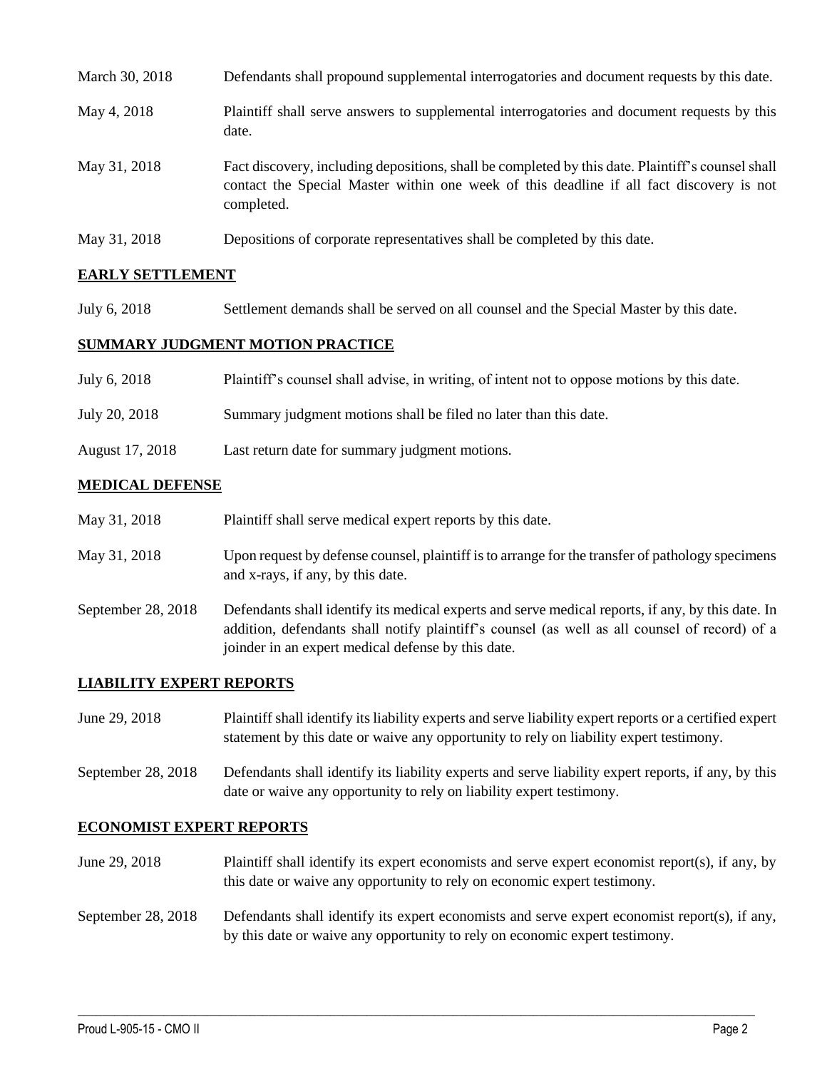| | |
|---|---|
| March 30, 2018 | Defendants shall propound supplemental interrogatories and document requests by this date. |
| May 4, 2018 | Plaintiff shall serve answers to supplemental interrogatories and document requests by this date. |
| May 31, 2018 | Fact discovery, including depositions, shall be completed by this date. Plaintiff's counsel shall contact the Special Master within one week of this deadline if all fact discovery is not completed. |
| May 31, 2018 | Depositions of corporate representatives shall be completed by this date. |

## EARLY SETTLEMENT

| | |
|---|---|
| July 6, 2018 | Settlement demands shall be served on all counsel and the Special Master by this date. |

## SUMMARY JUDGMENT MOTION PRACTICE

| | |
|---|---|
| July 6, 2018 | Plaintiff's counsel shall advise, in writing, of intent not to oppose motions by this date. |
| July 20, 2018 | Summary judgment motions shall be filed no later than this date. |
| August 17, 2018 | Last return date for summary judgment motions. |

## MEDICAL DEFENSE

| | |
|---|---|
| May 31, 2018 | Plaintiff shall serve medical expert reports by this date. |
| May 31, 2018 | Upon request by defense counsel, plaintiff is to arrange for the transfer of pathology specimens and x-rays, if any, by this date. |
| September 28, 2018 | Defendants shall identify its medical experts and serve medical reports, if any, by this date. In addition, defendants shall notify plaintiff's counsel (as well as all counsel of record) of a joinder in an expert medical defense by this date. |

## LIABILITY EXPERT REPORTS

| | |
|---|---|
| June 29, 2018 | Plaintiff shall identify its liability experts and serve liability expert reports or a certified expert statement by this date or waive any opportunity to rely on liability expert testimony. |
| September 28, 2018 | Defendants shall identify its liability experts and serve liability expert reports, if any, by this date or waive any opportunity to rely on liability expert testimony. |

## ECONOMIST EXPERT REPORTS

| | |
|---|---|
| June 29, 2018 | Plaintiff shall identify its expert economists and serve expert economist report(s), if any, by this date or waive any opportunity to rely on economic expert testimony. |
| September 28, 2018 | Defendants shall identify its expert economists and serve expert economist report(s), if any, by this date or waive any opportunity to rely on economic expert testimony. |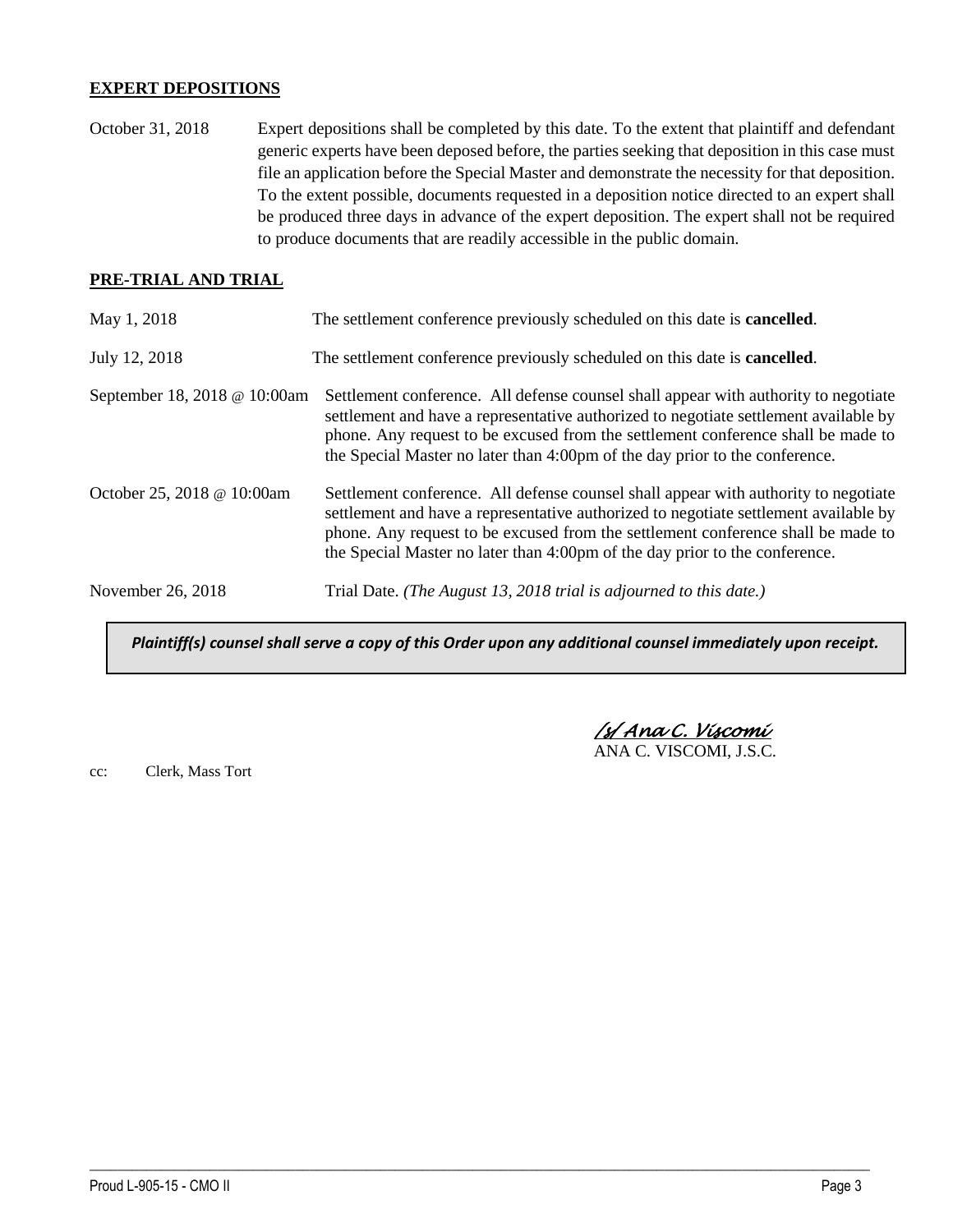**EXPERT DEPOSITIONS**

| | |
|---|---|
| October 31, 2018 | Expert depositions shall be completed by this date. To the extent that plaintiff and defendant generic experts have been deposed before, the parties seeking that deposition in this case must file an application before the Special Master and demonstrate the necessity for that deposition. To the extent possible, documents requested in a deposition notice directed to an expert shall be produced three days in advance of the expert deposition. The expert shall not be required to produce documents that are readily accessible in the public domain. |

**PRE-TRIAL AND TRIAL**

| | |
|---|---|
| May 1, 2018 | The settlement conference previously scheduled on this date is **cancelled**. |
| July 12, 2018 | The settlement conference previously scheduled on this date is **cancelled**. |
| September 18, 2018 @ 10:00am | Settlement conference. All defense counsel shall appear with authority to negotiate settlement and have a representative authorized to negotiate settlement available by phone. Any request to be excused from the settlement conference shall be made to the Special Master no later than 4:00pm of the day prior to the conference. |
| October 25, 2018 @ 10:00am | Settlement conference. All defense counsel shall appear with authority to negotiate settlement and have a representative authorized to negotiate settlement available by phone. Any request to be excused from the settlement conference shall be made to the Special Master no later than 4:00pm of the day prior to the conference. |
| November 26, 2018 | Trial Date. *(The August 13, 2018 trial is adjourned to this date.)* |

***Plaintiff(s) counsel shall serve a copy of this Order upon any additional counsel immediately upon receipt.***

*/s/ Ana C. Viscomi*
ANA C. VISCOMI, J.S.C.

cc: Clerk, Mass Tort